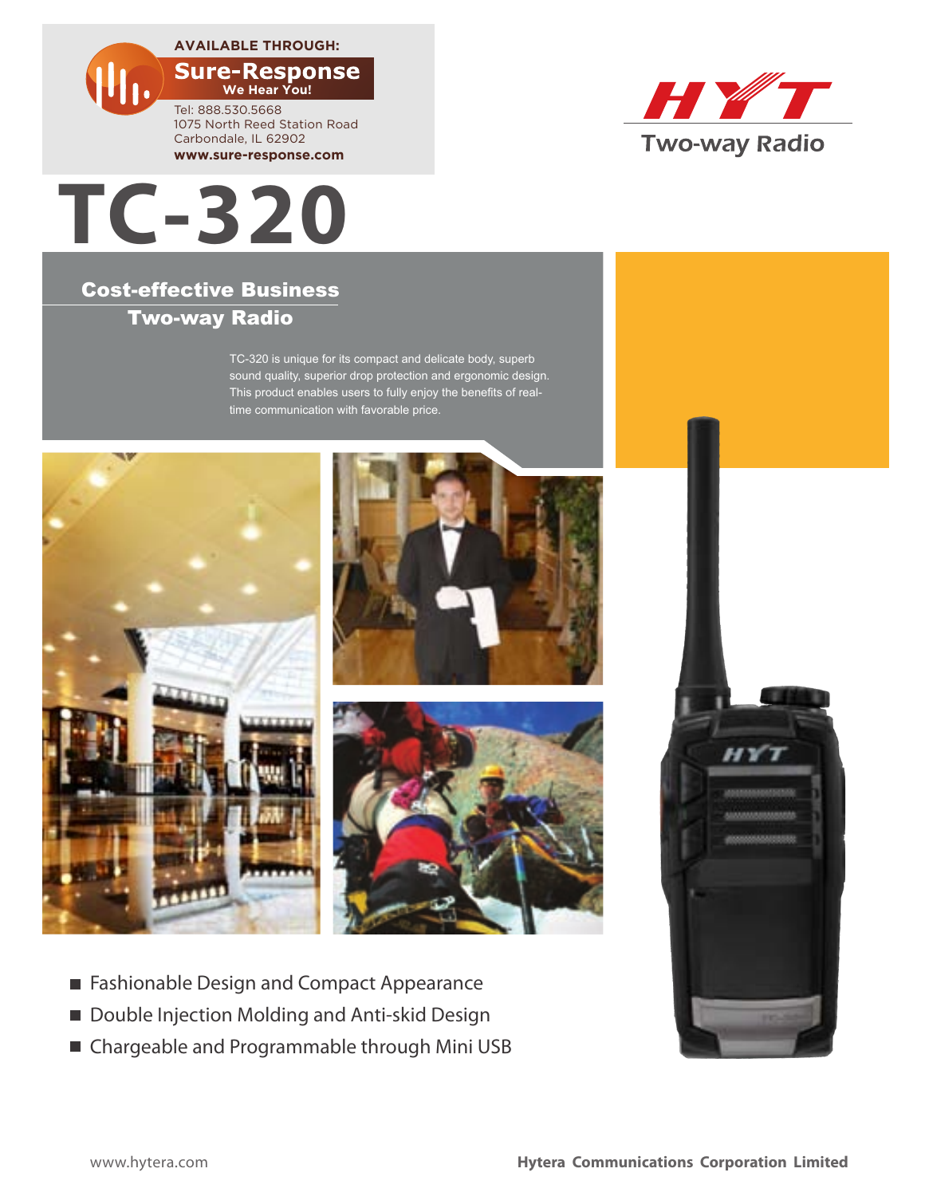AVAILABLE THROUGH:

**Sure-Response**
We Hear You!

Tel: 888.530.5668
1075 North Reed Station Road
Carbondale, IL 62902
**www.sure-response.com**

HYT Two-way Radio

# TC-320

## Cost-effective Business Two-way Radio

TC-320 is unique for its compact and delicate body, superb sound quality, superior drop protection and ergonomic design. This product enables users to fully enjoy the benefits of real-time communication with favorable price.

- Fashionable Design and Compact Appearance
- Double Injection Molding and Anti-skid Design
- Chargeable and Programmable through Mini USB

www.hytera.com

**Hytera Communications Corporation Limited**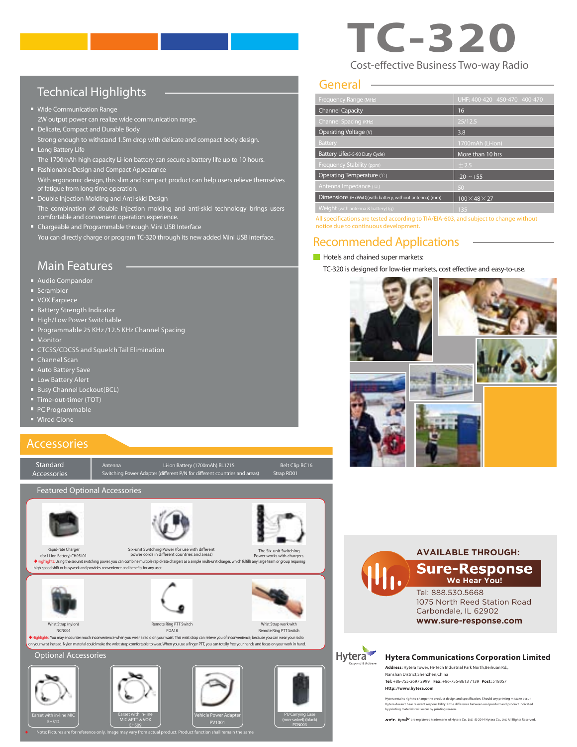# TC-320

Cost-effective Business Two-way Radio

## General

| | |
|---|---|
| Frequency Range (MHz) | UHF: 400-420 450-470 400-470 |
| Channel Capacity | 16 |
| Channel Spacing (KHz) | 25/12.5 |
| Operating Voltage (V) | 3.8 |
| Battery | 1700mAh (Li-ion) |
| Battery Life(5-5-90 Duty Cycle) | More than 10 hrs |
| Frequency Stability (ppm) | ±2.5 |
| Operating Temperature (℃) | -20～+55 |
| Antenna Impedance (Ω) | 50 |
| Dimensions (HxWxD)(with battery, without antenna) (mm) | 100×48×27 |
| Weight (with antenna & battery) (g) | 135 |

All specifications are tested according to TIA/EIA-603, and subject to change without notice due to continuous development.

## Technical Highlights

- Wide Communication Range
  2W output power can realize wide communication range.
- Delicate, Compact and Durable Body
  Strong enough to withstand 1.5m drop with delicate and compact body design.
- Long Battery Life
  The 1700mAh high capacity Li-ion battery can secure a battery life up to 10 hours.
- Fashionable Design and Compact Appearance
  With ergonomic design, this slim and compact product can help users relieve themselves of fatigue from long-time operation.
- Double Injection Molding and Anti-skid Design
  The combination of double injection molding and anti-skid technology brings users comfortable and convenient operation experience.
- Chargeable and Programmable through Mini USB Interface
  You can directly charge or program TC-320 through its new added Mini USB interface.

## Main Features

- Audio Compandor
- Scrambler
- VOX Earpiece
- Battery Strength Indicator
- High/Low Power Switchable
- Programmable 25 KHz /12.5 KHz Channel Spacing
- Monitor
- CTCSS/CDCSS and Squelch Tail Elimination
- Channel Scan
- Auto Battery Save
- Low Battery Alert
- Busy Channel Lockout(BCL)
- Time-out-timer (TOT)
- PC Programmable
- Wired Clone

## Recommended Applications

- Hotels and chained super markets:

TC-320 is designed for low-tier markets, cost effective and easy-to-use.

## Accessories

**Standard Accessories**

Antenna | Li-ion Battery (1700mAh) BL1715 | Belt Clip BC16
Switching Power Adapter (different P/N for different countries and areas) | Strap RO01

### Featured Optional Accessories

Rapid-rate Charger (for Li-ion Battery) CH05L01

Six-unit Switching Power (for use with different power cords in different countries and areas)

The Six-unit Switching Power works with chargers.

◆Highlights: Using the six-unit switching power, you can combine multiple rapid-rate chargers as a simple multi-unit charger, which fulfils any large team or group requiring high-speed shift or busywork and provides convenience and benefits for any user.

Wrist Strap (nylon) NCN004

Remote Ring PTT Switch POA18

Wrist Strap work with Remote Ring PTT Switch

◆Highlights: You may encounter much inconvenience when you wear a radio on your waist. This wrist strap can relieve you of inconvenience, because you can wear your radio on your wrist instead. Nylon material could make the wrist strap comfortable to wear. When you use a finger PTT, you can totally free your hands and focus on your work in hand.

### Optional Accessories

Earset with in-line MIC EHS12

Earset with in-line MIC &PTT & VOX EHS09

Vehicle Power Adapter PV1001

PU Carrying Case (non-swivel) (black) PCN003

◆ Note: Pictures are for reference only. Image may vary from actual product. Product function shall remain the same.

**AVAILABLE THROUGH:**

**Sure-Response**
We Hear You!

Tel: 888.530.5668
1075 North Reed Station Road
Carbondale, IL 62902
**www.sure-response.com**

Hytera Respond & Achieve

**Hytera Communications Corporation Limited**

**Address:** Hytera Tower, Hi-Tech Industrial Park North,Beihuan Rd., Nanshan District,Shenzhen,China
**Tel:** +86-755-2697 2999 **Fax:** +86-755-8613 7139 **Post:** 518057
**Http: //www.hytera.com**

Hytera retains right to change the product design and specification. Should any printing mistake occur, Hytera doesn't bear relevant responsibility. Little difference between real product and product indicated by printing materials will occur by printing reason.

HYT Hytera are registered trademarks of Hytera Co., Ltd. © 2014 Hytera Co., Ltd. All Rights Reserved.